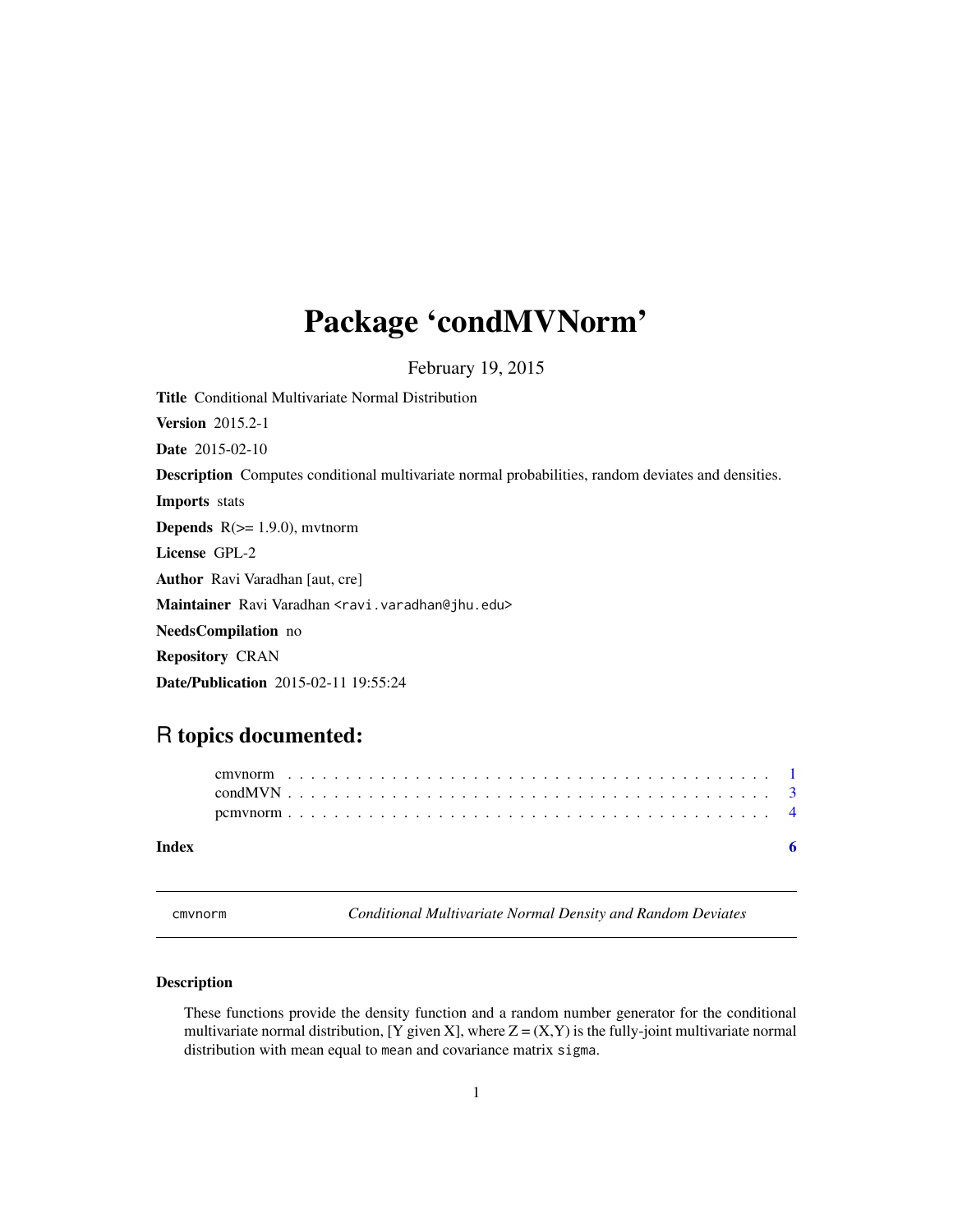# Package 'condMVNorm'

February 19, 2015

**Title** Conditional Multivariate Normal Distribution

**Version** 2015.2-1

**Date** 2015-02-10

**Description** Computes conditional multivariate normal probabilities, random deviates and densities.

**Imports** stats

**Depends** R(>= 1.9.0), mvtnorm

**License** GPL-2

**Author** Ravi Varadhan [aut, cre]

**Maintainer** Ravi Varadhan <ravi.varadhan@jhu.edu>

**NeedsCompilation** no

**Repository** CRAN

**Date/Publication** 2015-02-11 19:55:24

## R topics documented:

- cmvnorm . . . . . . . . . . . . . . . . . . . . . . . . . . . . . . . . . . . . . . . . 1
- condMVN . . . . . . . . . . . . . . . . . . . . . . . . . . . . . . . . . . . . . . . . 3
- pcmvnorm . . . . . . . . . . . . . . . . . . . . . . . . . . . . . . . . . . . . . . . 4

**Index** 6

---

cmvnorm *Conditional Multivariate Normal Density and Random Deviates*

---

### Description

These functions provide the density function and a random number generator for the conditional multivariate normal distribution, [Y given X], where Z = (X,Y) is the fully-joint multivariate normal distribution with mean equal to `mean` and covariance matrix `sigma`.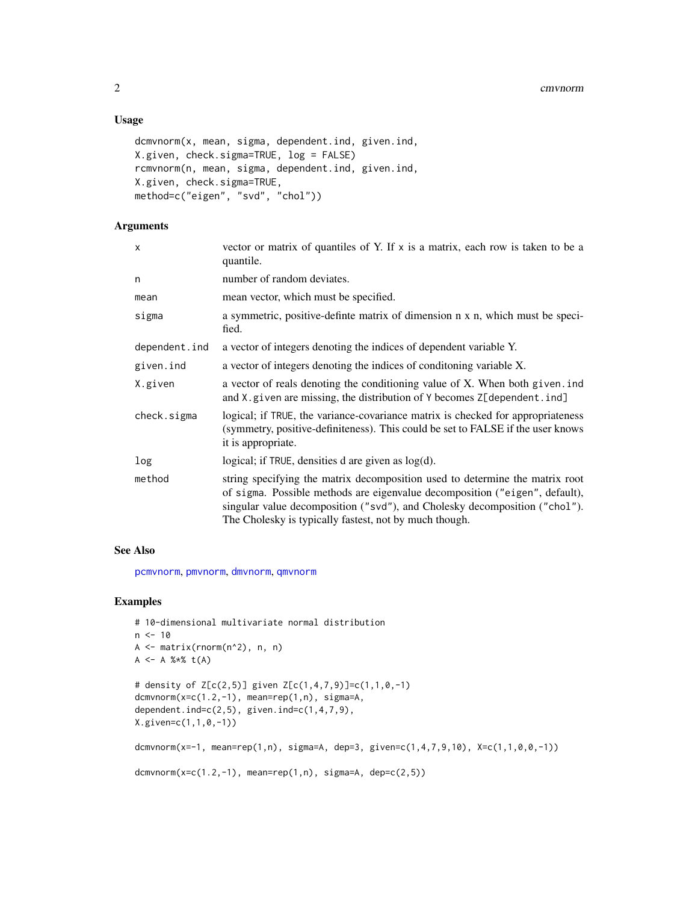## Usage

```
dcmvnorm(x, mean, sigma, dependent.ind, given.ind,
X.given, check.sigma=TRUE, log = FALSE)
rcmvnorm(n, mean, sigma, dependent.ind, given.ind,
X.given, check.sigma=TRUE,
method=c("eigen", "svd", "chol"))
```

## Arguments

| | |
|---|---|
| `x` | vector or matrix of quantiles of Y. If x is a matrix, each row is taken to be a quantile. |
| `n` | number of random deviates. |
| `mean` | mean vector, which must be specified. |
| `sigma` | a symmetric, positive-definte matrix of dimension n x n, which must be specified. |
| `dependent.ind` | a vector of integers denoting the indices of dependent variable Y. |
| `given.ind` | a vector of integers denoting the indices of conditoning variable X. |
| `X.given` | a vector of reals denoting the conditioning value of X. When both `given.ind` and `X.given` are missing, the distribution of `Y` becomes `Z[dependent.ind]` |
| `check.sigma` | logical; if `TRUE`, the variance-covariance matrix is checked for appropriateness (symmetry, positive-definiteness). This could be set to FALSE if the user knows it is appropriate. |
| `log` | logical; if `TRUE`, densities d are given as log(d). |
| `method` | string specifying the matrix decomposition used to determine the matrix root of `sigma`. Possible methods are eigenvalue decomposition (`"eigen"`, default), singular value decomposition (`"svd"`), and Cholesky decomposition (`"chol"`). The Cholesky is typically fastest, not by much though. |

## See Also

pcmvnorm, pmvnorm, dmvnorm, qmvnorm

## Examples

```
# 10-dimensional multivariate normal distribution
n <- 10
A <- matrix(rnorm(n^2), n, n)
A <- A %*% t(A)

# density of Z[c(2,5)] given Z[c(1,4,7,9)]=c(1,1,0,-1)
dcmvnorm(x=c(1.2,-1), mean=rep(1,n), sigma=A,
dependent.ind=c(2,5), given.ind=c(1,4,7,9),
X.given=c(1,1,0,-1))

dcmvnorm(x=-1, mean=rep(1,n), sigma=A, dep=3, given=c(1,4,7,9,10), X=c(1,1,0,0,-1))

dcmvnorm(x=c(1.2,-1), mean=rep(1,n), sigma=A, dep=c(2,5))
```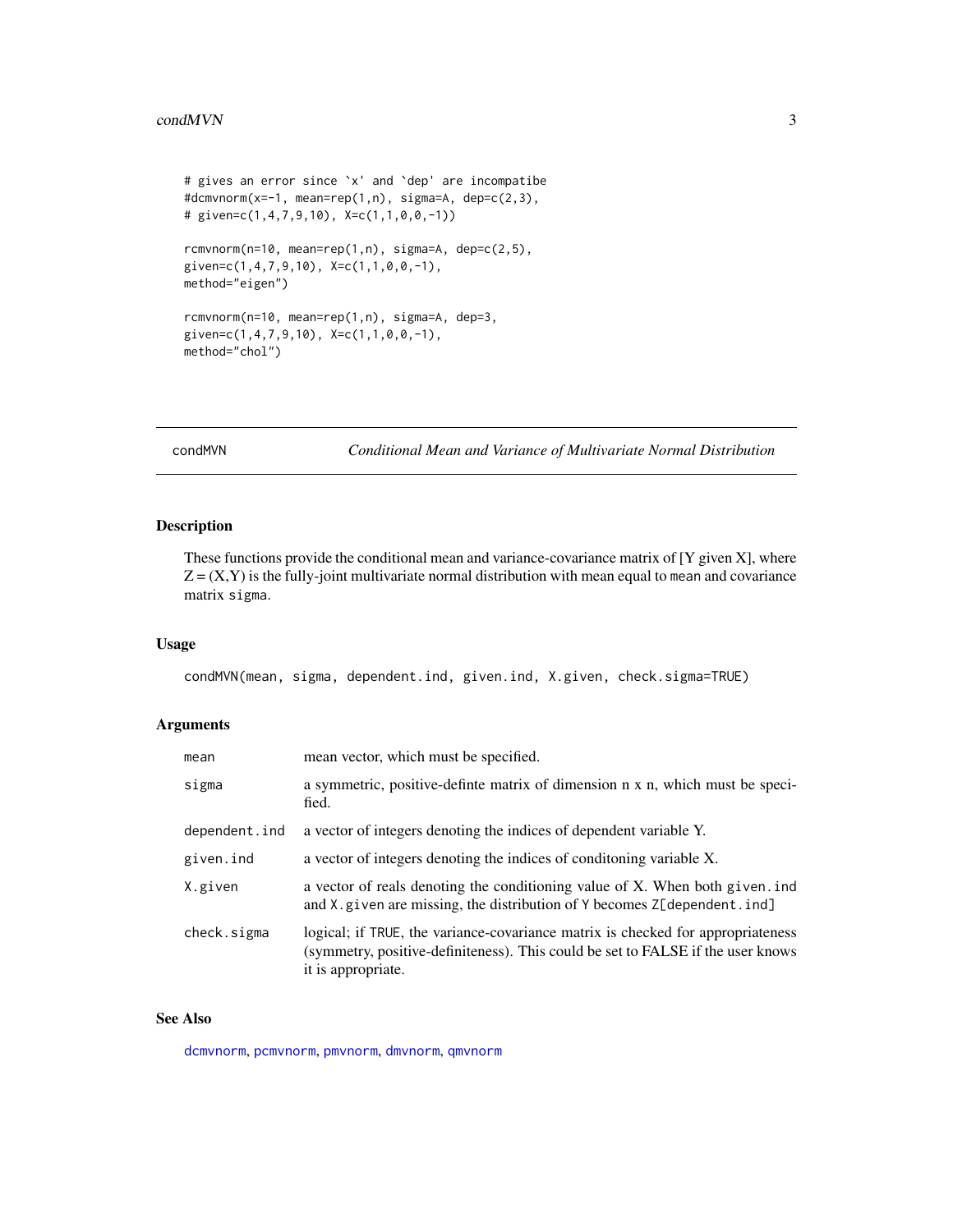```
# gives an error since `x' and `dep' are incompatibe
#dcmvnorm(x=-1, mean=rep(1,n), sigma=A, dep=c(2,3),
# given=c(1,4,7,9,10), X=c(1,1,0,0,-1))

rcmvnorm(n=10, mean=rep(1,n), sigma=A, dep=c(2,5),
given=c(1,4,7,9,10), X=c(1,1,0,0,-1),
method="eigen")

rcmvnorm(n=10, mean=rep(1,n), sigma=A, dep=3,
given=c(1,4,7,9,10), X=c(1,1,0,0,-1),
method="chol")
```

---

## condMVN — *Conditional Mean and Variance of Multivariate Normal Distribution*

---

### Description

These functions provide the conditional mean and variance-covariance matrix of [Y given X], where Z = (X,Y) is the fully-joint multivariate normal distribution with mean equal to `mean` and covariance matrix `sigma`.

### Usage

```
condMVN(mean, sigma, dependent.ind, given.ind, X.given, check.sigma=TRUE)
```

### Arguments

| | |
|---|---|
| `mean` | mean vector, which must be specified. |
| `sigma` | a symmetric, positive-definte matrix of dimension n x n, which must be specified. |
| `dependent.ind` | a vector of integers denoting the indices of dependent variable Y. |
| `given.ind` | a vector of integers denoting the indices of conditoning variable X. |
| `X.given` | a vector of reals denoting the conditioning value of X. When both `given.ind` and `X.given` are missing, the distribution of `Y` becomes `Z[dependent.ind]` |
| `check.sigma` | logical; if `TRUE`, the variance-covariance matrix is checked for appropriateness (symmetry, positive-definiteness). This could be set to FALSE if the user knows it is appropriate. |

### See Also

`dcmvnorm`, `pcmvnorm`, `pmvnorm`, `dmvnorm`, `qmvnorm`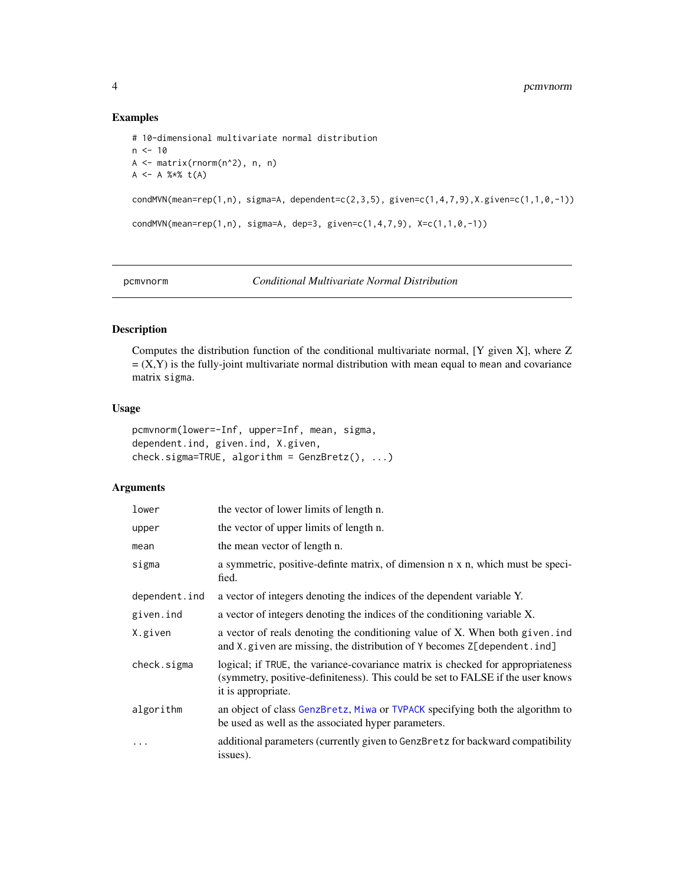## Examples

```
# 10-dimensional multivariate normal distribution
n <- 10
A <- matrix(rnorm(n^2), n, n)
A <- A %*% t(A)

condMVN(mean=rep(1,n), sigma=A, dependent=c(2,3,5), given=c(1,4,7,9),X.given=c(1,1,0,-1))

condMVN(mean=rep(1,n), sigma=A, dep=3, given=c(1,4,7,9), X=c(1,1,0,-1))
```

---

# pcmvnorm — *Conditional Multivariate Normal Distribution*

## Description

Computes the distribution function of the conditional multivariate normal, [Y given X], where Z = (X,Y) is the fully-joint multivariate normal distribution with mean equal to `mean` and covariance matrix `sigma`.

## Usage

```
pcmvnorm(lower=-Inf, upper=Inf, mean, sigma,
dependent.ind, given.ind, X.given,
check.sigma=TRUE, algorithm = GenzBretz(), ...)
```

## Arguments

| | |
|---|---|
| `lower` | the vector of lower limits of length n. |
| `upper` | the vector of upper limits of length n. |
| `mean` | the mean vector of length n. |
| `sigma` | a symmetric, positive-definte matrix, of dimension n x n, which must be specified. |
| `dependent.ind` | a vector of integers denoting the indices of the dependent variable Y. |
| `given.ind` | a vector of integers denoting the indices of the conditioning variable X. |
| `X.given` | a vector of reals denoting the conditioning value of X. When both `given.ind` and `X.given` are missing, the distribution of Y becomes `Z[dependent.ind]` |
| `check.sigma` | logical; if `TRUE`, the variance-covariance matrix is checked for appropriateness (symmetry, positive-definiteness). This could be set to FALSE if the user knows it is appropriate. |
| `algorithm` | an object of class `GenzBretz`, `Miwa` or `TVPACK` specifying both the algorithm to be used as well as the associated hyper parameters. |
| `...` | additional parameters (currently given to `GenzBretz` for backward compatibility issues). |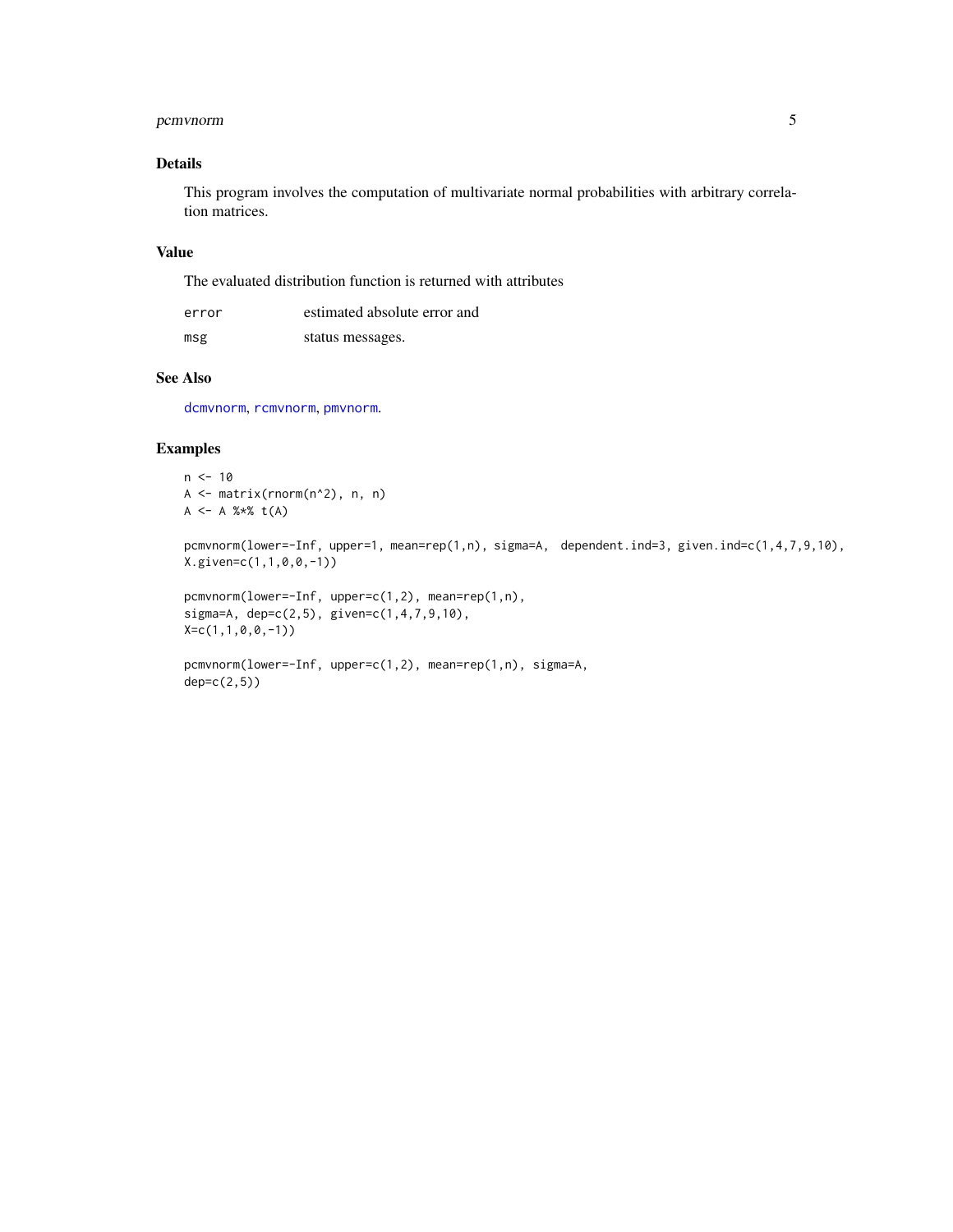## Details

This program involves the computation of multivariate normal probabilities with arbitrary correlation matrices.

## Value

The evaluated distribution function is returned with attributes

| | |
|---|---|
| `error` | estimated absolute error and |
| `msg` | status messages. |

## See Also

`dcmvnorm`, `rcmvnorm`, `pmvnorm`.

## Examples

```
n <- 10
A <- matrix(rnorm(n^2), n, n)
A <- A %*% t(A)

pcmvnorm(lower=-Inf, upper=1, mean=rep(1,n), sigma=A,  dependent.ind=3, given.ind=c(1,4,7,9,10),
X.given=c(1,1,0,0,-1))

pcmvnorm(lower=-Inf, upper=c(1,2), mean=rep(1,n),
sigma=A, dep=c(2,5), given=c(1,4,7,9,10),
X=c(1,1,0,0,-1))

pcmvnorm(lower=-Inf, upper=c(1,2), mean=rep(1,n), sigma=A,
dep=c(2,5))
```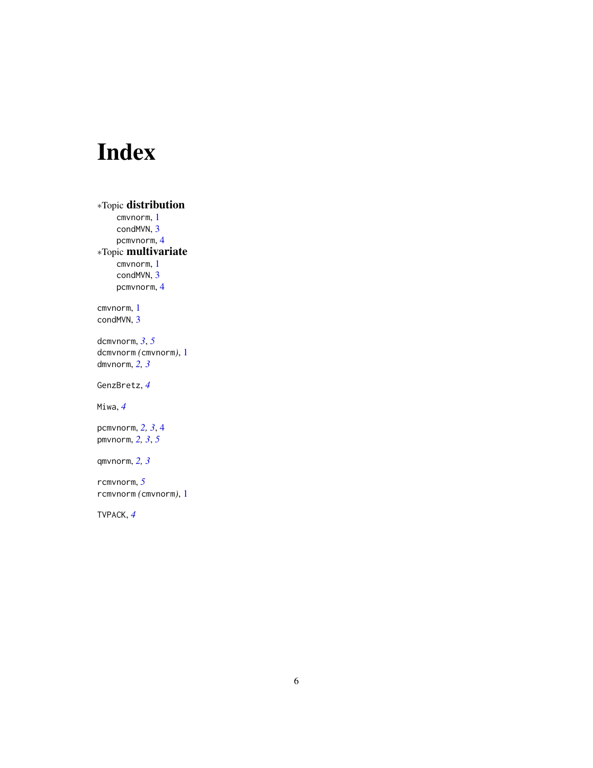# Index

*Topic **distribution**

cmvnorm, 1
condMVN, 3
pcmvnorm, 4

*Topic **multivariate**

cmvnorm, 1
condMVN, 3
pcmvnorm, 4

cmvnorm, 1
condMVN, 3

dcmvnorm, *3*, *5*
dcmvnorm *(*cmvnorm*)*, 1
dmvnorm, *2, 3*

GenzBretz, *4*

Miwa, *4*

pcmvnorm, *2, 3*, 4
pmvnorm, *2, 3*, *5*

qmvnorm, *2, 3*

rcmvnorm, *5*
rcmvnorm *(*cmvnorm*)*, 1

TVPACK, *4*